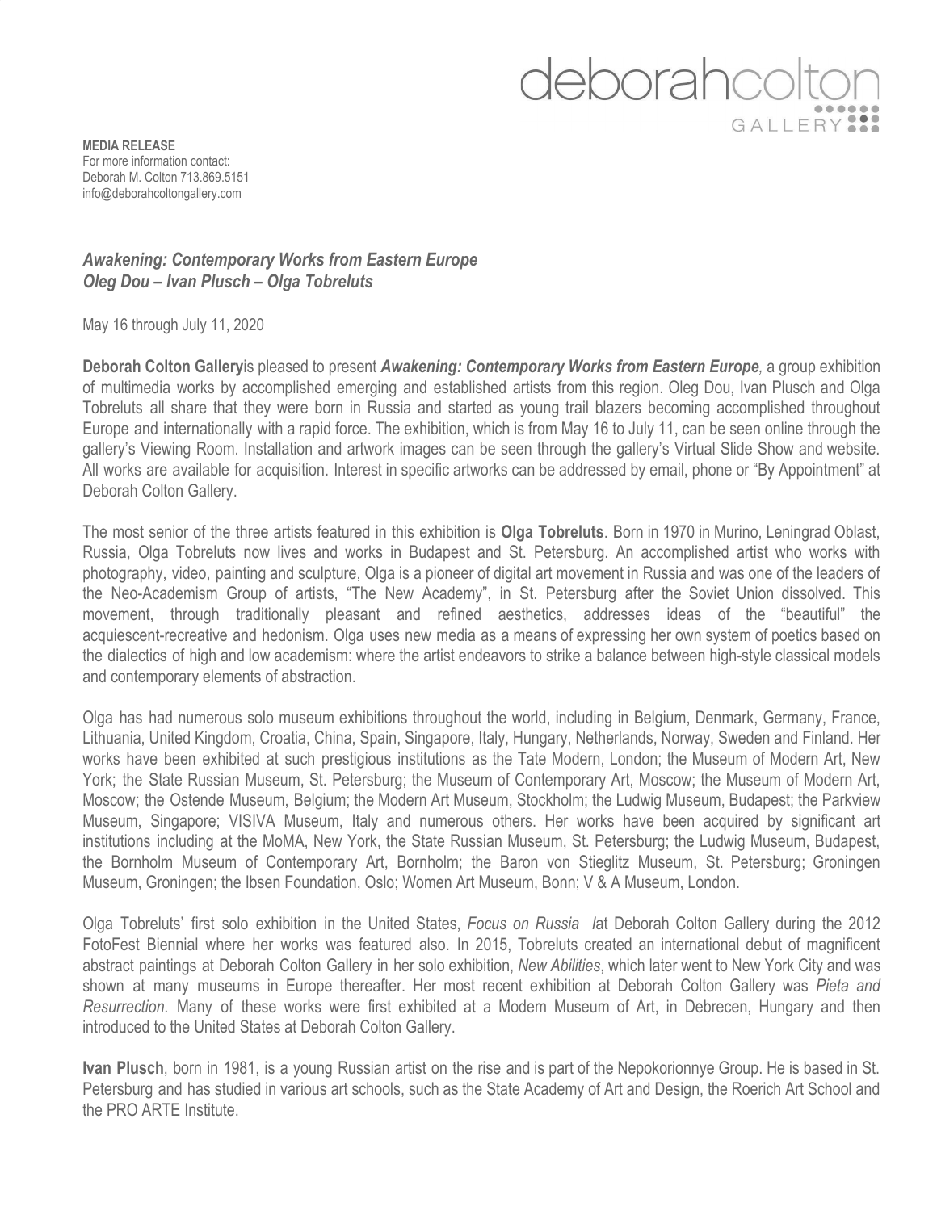deborahcolton GALLERY

**MEDIA RELEASE**
For more information contact:
Deborah M. Colton 713.869.5151
info@deborahcoltongallery.com

## *Awakening: Contemporary Works from Eastern Europe*
## *Oleg Dou – Ivan Plusch – Olga Tobreluts*

May 16 through July 11, 2020

**Deborah Colton Gallery**is pleased to present ***Awakening: Contemporary Works from Eastern Europe****,* a group exhibition of multimedia works by accomplished emerging and established artists from this region. Oleg Dou, Ivan Plusch and Olga Tobreluts all share that they were born in Russia and started as young trail blazers becoming accomplished throughout Europe and internationally with a rapid force. The exhibition, which is from May 16 to July 11, can be seen online through the gallery's Viewing Room. Installation and artwork images can be seen through the gallery's Virtual Slide Show and website. All works are available for acquisition. Interest in specific artworks can be addressed by email, phone or "By Appointment" at Deborah Colton Gallery.

The most senior of the three artists featured in this exhibition is **Olga Tobreluts**. Born in 1970 in Murino, Leningrad Oblast, Russia, Olga Tobreluts now lives and works in Budapest and St. Petersburg. An accomplished artist who works with photography, video, painting and sculpture, Olga is a pioneer of digital art movement in Russia and was one of the leaders of the Neo-Academism Group of artists, "The New Academy", in St. Petersburg after the Soviet Union dissolved. This movement, through traditionally pleasant and refined aesthetics, addresses ideas of the "beautiful" the acquiescent-recreative and hedonism. Olga uses new media as a means of expressing her own system of poetics based on the dialectics of high and low academism: where the artist endeavors to strike a balance between high-style classical models and contemporary elements of abstraction.

Olga has had numerous solo museum exhibitions throughout the world, including in Belgium, Denmark, Germany, France, Lithuania, United Kingdom, Croatia, China, Spain, Singapore, Italy, Hungary, Netherlands, Norway, Sweden and Finland. Her works have been exhibited at such prestigious institutions as the Tate Modern, London; the Museum of Modern Art, New York; the State Russian Museum, St. Petersburg; the Museum of Contemporary Art, Moscow; the Museum of Modern Art, Moscow; the Ostende Museum, Belgium; the Modern Art Museum, Stockholm; the Ludwig Museum, Budapest; the Parkview Museum, Singapore; VISIVA Museum, Italy and numerous others. Her works have been acquired by significant art institutions including at the MoMA, New York, the State Russian Museum, St. Petersburg; the Ludwig Museum, Budapest, the Bornholm Museum of Contemporary Art, Bornholm; the Baron von Stieglitz Museum, St. Petersburg; Groningen Museum, Groningen; the Ibsen Foundation, Oslo; Women Art Museum, Bonn; V & A Museum, London.

Olga Tobreluts' first solo exhibition in the United States, *Focus on Russia I*at Deborah Colton Gallery during the 2012 FotoFest Biennial where her works was featured also. In 2015, Tobreluts created an international debut of magnificent abstract paintings at Deborah Colton Gallery in her solo exhibition, *New Abilities*, which later went to New York City and was shown at many museums in Europe thereafter. Her most recent exhibition at Deborah Colton Gallery was *Pieta and Resurrection*. Many of these works were first exhibited at a Modem Museum of Art, in Debrecen, Hungary and then introduced to the United States at Deborah Colton Gallery.

**Ivan Plusch**, born in 1981, is a young Russian artist on the rise and is part of the Nepokorionnye Group. He is based in St. Petersburg and has studied in various art schools, such as the State Academy of Art and Design, the Roerich Art School and the PRO ARTE Institute.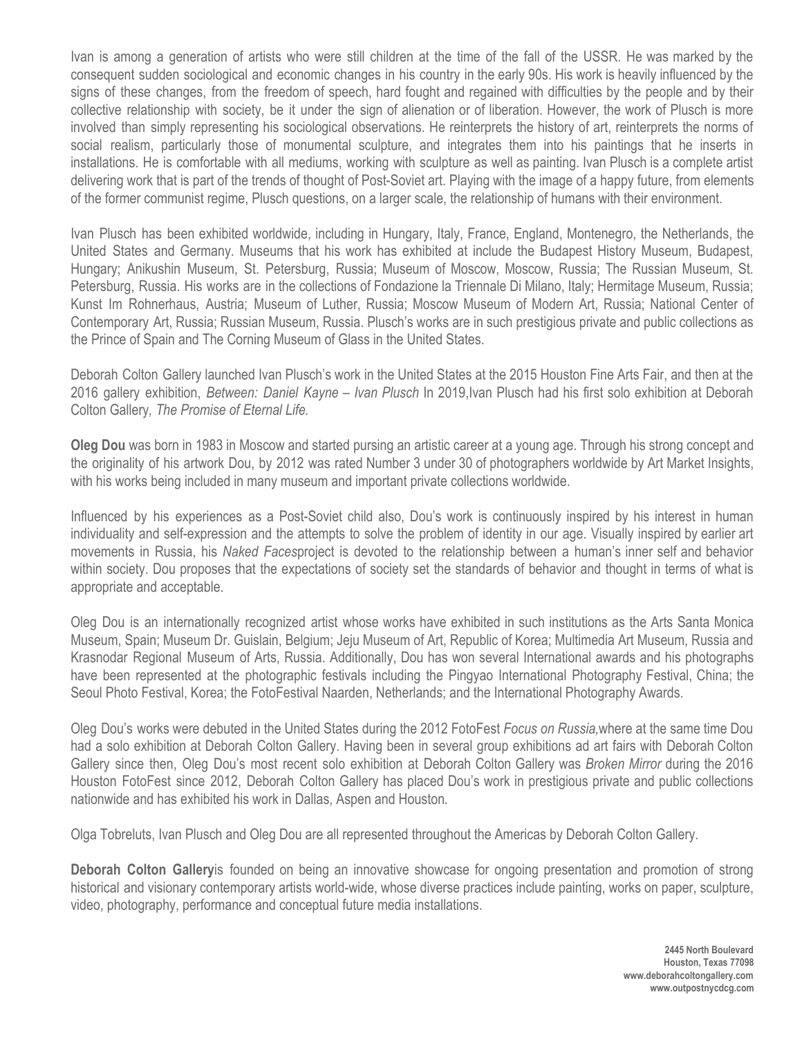Ivan is among a generation of artists who were still children at the time of the fall of the USSR. He was marked by the consequent sudden sociological and economic changes in his country in the early 90s. His work is heavily influenced by the signs of these changes, from the freedom of speech, hard fought and regained with difficulties by the people and by their collective relationship with society, be it under the sign of alienation or of liberation. However, the work of Plusch is more involved than simply representing his sociological observations. He reinterprets the history of art, reinterprets the norms of social realism, particularly those of monumental sculpture, and integrates them into his paintings that he inserts in installations. He is comfortable with all mediums, working with sculpture as well as painting. Ivan Plusch is a complete artist delivering work that is part of the trends of thought of Post-Soviet art. Playing with the image of a happy future, from elements of the former communist regime, Plusch questions, on a larger scale, the relationship of humans with their environment.

Ivan Plusch has been exhibited worldwide, including in Hungary, Italy, France, England, Montenegro, the Netherlands, the United States and Germany. Museums that his work has exhibited at include the Budapest History Museum, Budapest, Hungary; Anikushin Museum, St. Petersburg, Russia; Museum of Moscow, Moscow, Russia; The Russian Museum, St. Petersburg, Russia. His works are in the collections of Fondazione la Triennale Di Milano, Italy; Hermitage Museum, Russia; Kunst Im Rohnerhaus, Austria; Museum of Luther, Russia; Moscow Museum of Modern Art, Russia; National Center of Contemporary Art, Russia; Russian Museum, Russia. Plusch's works are in such prestigious private and public collections as the Prince of Spain and The Corning Museum of Glass in the United States.

Deborah Colton Gallery launched Ivan Plusch's work in the United States at the 2015 Houston Fine Arts Fair, and then at the 2016 gallery exhibition, *Between: Daniel Kayne – Ivan Plusch* In 2019,Ivan Plusch had his first solo exhibition at Deborah Colton Gallery, *The Promise of Eternal Life.*

**Oleg Dou** was born in 1983 in Moscow and started pursing an artistic career at a young age. Through his strong concept and the originality of his artwork Dou, by 2012 was rated Number 3 under 30 of photographers worldwide by Art Market Insights, with his works being included in many museum and important private collections worldwide.

Influenced by his experiences as a Post-Soviet child also, Dou's work is continuously inspired by his interest in human individuality and self-expression and the attempts to solve the problem of identity in our age. Visually inspired by earlier art movements in Russia, his *Naked Faces*project is devoted to the relationship between a human's inner self and behavior within society. Dou proposes that the expectations of society set the standards of behavior and thought in terms of what is appropriate and acceptable.

Oleg Dou is an internationally recognized artist whose works have exhibited in such institutions as the Arts Santa Monica Museum, Spain; Museum Dr. Guislain, Belgium; Jeju Museum of Art, Republic of Korea; Multimedia Art Museum, Russia and Krasnodar Regional Museum of Arts, Russia. Additionally, Dou has won several International awards and his photographs have been represented at the photographic festivals including the Pingyao International Photography Festival, China; the Seoul Photo Festival, Korea; the FotoFestival Naarden, Netherlands; and the International Photography Awards.

Oleg Dou's works were debuted in the United States during the 2012 FotoFest *Focus on Russia,*where at the same time Dou had a solo exhibition at Deborah Colton Gallery. Having been in several group exhibitions ad art fairs with Deborah Colton Gallery since then, Oleg Dou's most recent solo exhibition at Deborah Colton Gallery was *Broken Mirror* during the 2016 Houston FotoFest since 2012, Deborah Colton Gallery has placed Dou's work in prestigious private and public collections nationwide and has exhibited his work in Dallas, Aspen and Houston.

Olga Tobreluts, Ivan Plusch and Oleg Dou are all represented throughout the Americas by Deborah Colton Gallery.

**Deborah Colton Gallery**is founded on being an innovative showcase for ongoing presentation and promotion of strong historical and visionary contemporary artists world-wide, whose diverse practices include painting, works on paper, sculpture, video, photography, performance and conceptual future media installations.

**2445 North Boulevard**
**Houston, Texas 77098**
**www.deborahcoltongallery.com**
**www.outpostnycdcg.com**